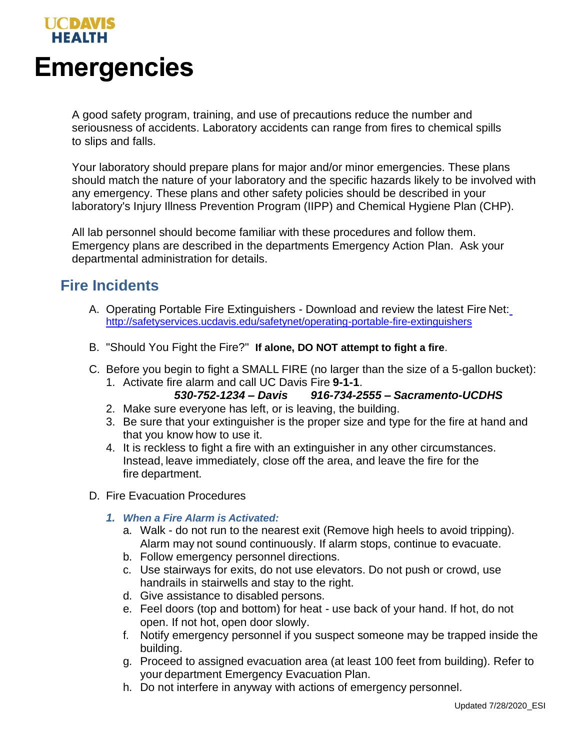UCDAVIS HEALTH

# Emergencies

A good safety program, training, and use of precautions reduce the number and seriousness of accidents. Laboratory accidents can range from fires to chemical spills to slips and falls.

Your laboratory should prepare plans for major and/or minor emergencies. These plans should match the nature of your laboratory and the specific hazards likely to be involved with any emergency. These plans and other safety policies should be described in your laboratory's Injury Illness Prevention Program (IIPP) and Chemical Hygiene Plan (CHP).

All lab personnel should become familiar with these procedures and follow them. Emergency plans are described in the departments Emergency Action Plan. Ask your departmental administration for details.

## Fire Incidents

A. Operating Portable Fire Extinguishers - Download and review the latest Fire Net: [http://safetyservices.ucdavis.edu/safetynet/operating-portable-fire-extinguishers](http://safetyservices.ucdavis.edu/safetynet/operating-portable-fire-extinguishers)

B. "Should You Fight the Fire?" **If alone, DO NOT attempt to fight a fire**.

C. Before you begin to fight a SMALL FIRE (no larger than the size of a 5-gallon bucket):
   1. Activate fire alarm and call UC Davis Fire **9-1-1**.
      ***530-752-1234 – Davis    916-734-2555 – Sacramento-UCDHS***
   2. Make sure everyone has left, or is leaving, the building.
   3. Be sure that your extinguisher is the proper size and type for the fire at hand and that you know how to use it.
   4. It is reckless to fight a fire with an extinguisher in any other circumstances. Instead, leave immediately, close off the area, and leave the fire for the fire department.

D. Fire Evacuation Procedures

   ***1. When a Fire Alarm is Activated:***
      a. Walk - do not run to the nearest exit (Remove high heels to avoid tripping). Alarm may not sound continuously. If alarm stops, continue to evacuate.
      b. Follow emergency personnel directions.
      c. Use stairways for exits, do not use elevators. Do not push or crowd, use handrails in stairwells and stay to the right.
      d. Give assistance to disabled persons.
      e. Feel doors (top and bottom) for heat - use back of your hand. If hot, do not open. If not hot, open door slowly.
      f. Notify emergency personnel if you suspect someone may be trapped inside the building.
      g. Proceed to assigned evacuation area (at least 100 feet from building). Refer to your department Emergency Evacuation Plan.
      h. Do not interfere in anyway with actions of emergency personnel.

Updated 7/28/2020_ESI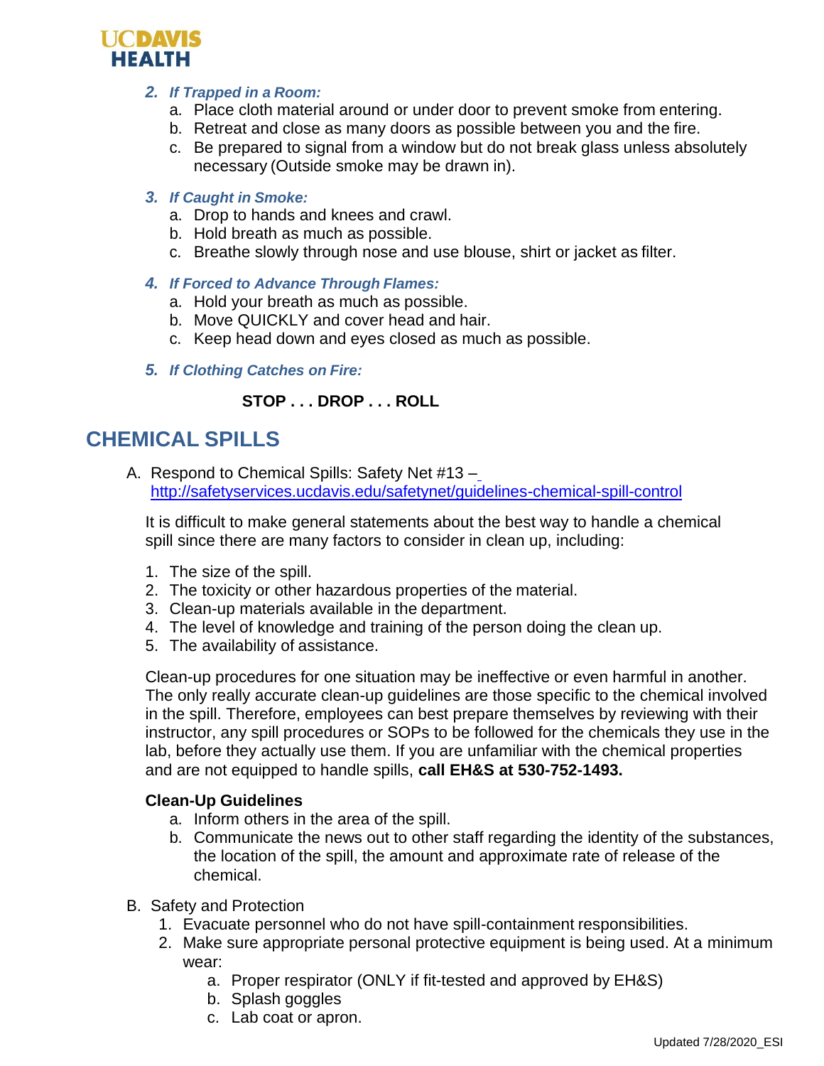2. ***If Trapped in a Room:***
   a. Place cloth material around or under door to prevent smoke from entering.
   b. Retreat and close as many doors as possible between you and the fire.
   c. Be prepared to signal from a window but do not break glass unless absolutely necessary (Outside smoke may be drawn in).

3. ***If Caught in Smoke:***
   a. Drop to hands and knees and crawl.
   b. Hold breath as much as possible.
   c. Breathe slowly through nose and use blouse, shirt or jacket as filter.

4. ***If Forced to Advance Through Flames:***
   a. Hold your breath as much as possible.
   b. Move QUICKLY and cover head and hair.
   c. Keep head down and eyes closed as much as possible.

5. ***If Clothing Catches on Fire:***

**STOP . . . DROP . . . ROLL**

## CHEMICAL SPILLS

A. Respond to Chemical Spills: Safety Net #13 – http://safetyservices.ucdavis.edu/safetynet/guidelines-chemical-spill-control

It is difficult to make general statements about the best way to handle a chemical spill since there are many factors to consider in clean up, including:

1. The size of the spill.
2. The toxicity or other hazardous properties of the material.
3. Clean-up materials available in the department.
4. The level of knowledge and training of the person doing the clean up.
5. The availability of assistance.

Clean-up procedures for one situation may be ineffective or even harmful in another. The only really accurate clean-up guidelines are those specific to the chemical involved in the spill. Therefore, employees can best prepare themselves by reviewing with their instructor, any spill procedures or SOPs to be followed for the chemicals they use in the lab, before they actually use them. If you are unfamiliar with the chemical properties and are not equipped to handle spills, **call EH&S at 530-752-1493.**

**Clean-Up Guidelines**

a. Inform others in the area of the spill.
b. Communicate the news out to other staff regarding the identity of the substances, the location of the spill, the amount and approximate rate of release of the chemical.

B. Safety and Protection
   1. Evacuate personnel who do not have spill-containment responsibilities.
   2. Make sure appropriate personal protective equipment is being used. At a minimum wear:
      a. Proper respirator (ONLY if fit-tested and approved by EH&S)
      b. Splash goggles
      c. Lab coat or apron.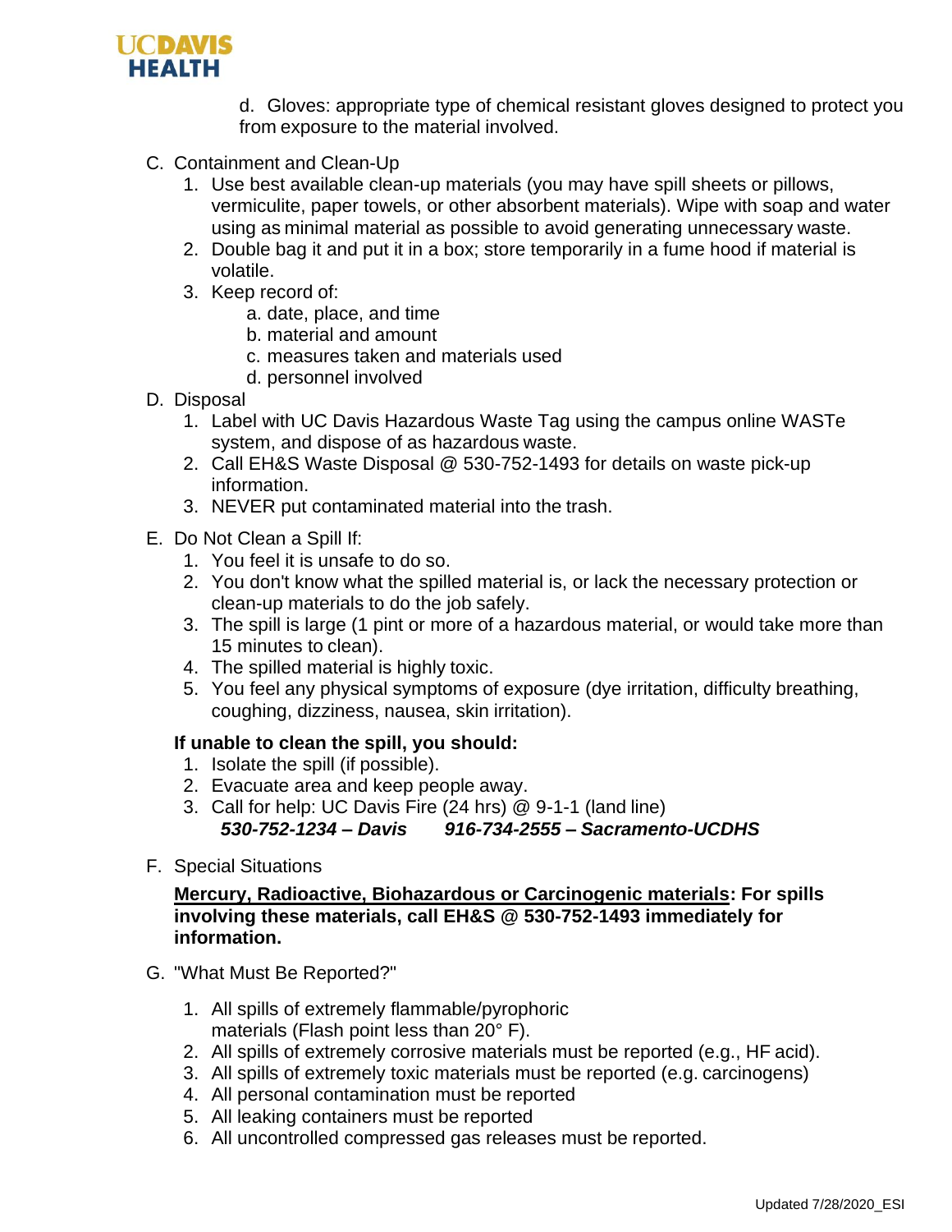d. Gloves: appropriate type of chemical resistant gloves designed to protect you from exposure to the material involved.

C. Containment and Clean-Up
   1. Use best available clean-up materials (you may have spill sheets or pillows, vermiculite, paper towels, or other absorbent materials). Wipe with soap and water using as minimal material as possible to avoid generating unnecessary waste.
   2. Double bag it and put it in a box; store temporarily in a fume hood if material is volatile.
   3. Keep record of:
      a. date, place, and time
      b. material and amount
      c. measures taken and materials used
      d. personnel involved

D. Disposal
   1. Label with UC Davis Hazardous Waste Tag using the campus online WASTe system, and dispose of as hazardous waste.
   2. Call EH&S Waste Disposal @ 530-752-1493 for details on waste pick-up information.
   3. NEVER put contaminated material into the trash.

E. Do Not Clean a Spill If:
   1. You feel it is unsafe to do so.
   2. You don't know what the spilled material is, or lack the necessary protection or clean-up materials to do the job safely.
   3. The spill is large (1 pint or more of a hazardous material, or would take more than 15 minutes to clean).
   4. The spilled material is highly toxic.
   5. You feel any physical symptoms of exposure (dye irritation, difficulty breathing, coughing, dizziness, nausea, skin irritation).

**If unable to clean the spill, you should:**

1. Isolate the spill (if possible).
2. Evacuate area and keep people away.
3. Call for help: UC Davis Fire (24 hrs) @ 9-1-1 (land line)
   ***530-752-1234 – Davis*** ***916-734-2555 – Sacramento-UCDHS***

F. Special Situations

**<u>Mercury, Radioactive, Biohazardous or Carcinogenic materials</u>: For spills involving these materials, call EH&S @ 530-752-1493 immediately for information.**

G. "What Must Be Reported?"
   1. All spills of extremely flammable/pyrophoric materials (Flash point less than 20° F).
   2. All spills of extremely corrosive materials must be reported (e.g., HF acid).
   3. All spills of extremely toxic materials must be reported (e.g. carcinogens)
   4. All personal contamination must be reported
   5. All leaking containers must be reported
   6. All uncontrolled compressed gas releases must be reported.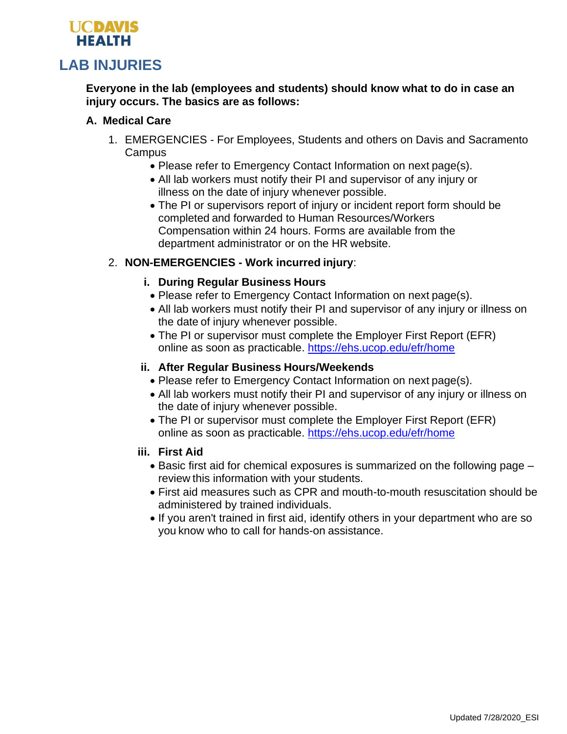**UCDAVIS HEALTH**

# LAB INJURIES

**Everyone in the lab (employees and students) should know what to do in case an injury occurs. The basics are as follows:**

## A. Medical Care

1. EMERGENCIES - For Employees, Students and others on Davis and Sacramento Campus
   - Please refer to Emergency Contact Information on next page(s).
   - All lab workers must notify their PI and supervisor of any injury or illness on the date of injury whenever possible.
   - The PI or supervisors report of injury or incident report form should be completed and forwarded to Human Resources/Workers Compensation within 24 hours. Forms are available from the department administrator or on the HR website.

2. **NON-EMERGENCIES - Work incurred injury**:

   **i. During Regular Business Hours**
   - Please refer to Emergency Contact Information on next page(s).
   - All lab workers must notify their PI and supervisor of any injury or illness on the date of injury whenever possible.
   - The PI or supervisor must complete the Employer First Report (EFR) online as soon as practicable. https://ehs.ucop.edu/efr/home

   **ii. After Regular Business Hours/Weekends**
   - Please refer to Emergency Contact Information on next page(s).
   - All lab workers must notify their PI and supervisor of any injury or illness on the date of injury whenever possible.
   - The PI or supervisor must complete the Employer First Report (EFR) online as soon as practicable. https://ehs.ucop.edu/efr/home

   **iii. First Aid**
   - Basic first aid for chemical exposures is summarized on the following page – review this information with your students.
   - First aid measures such as CPR and mouth-to-mouth resuscitation should be administered by trained individuals.
   - If you aren't trained in first aid, identify others in your department who are so you know who to call for hands-on assistance.

Updated 7/28/2020_ESI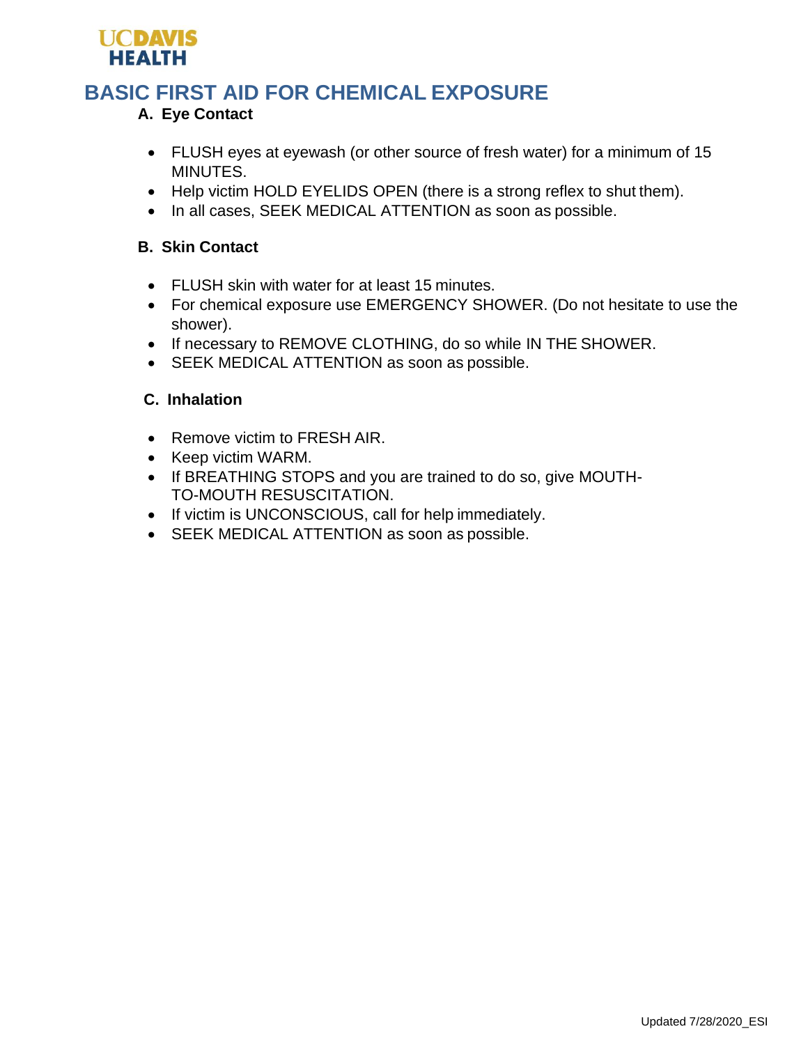UC DAVIS HEALTH

# BASIC FIRST AID FOR CHEMICAL EXPOSURE

### A. Eye Contact

- FLUSH eyes at eyewash (or other source of fresh water) for a minimum of 15 MINUTES.
- Help victim HOLD EYELIDS OPEN (there is a strong reflex to shut them).
- In all cases, SEEK MEDICAL ATTENTION as soon as possible.

### B. Skin Contact

- FLUSH skin with water for at least 15 minutes.
- For chemical exposure use EMERGENCY SHOWER. (Do not hesitate to use the shower).
- If necessary to REMOVE CLOTHING, do so while IN THE SHOWER.
- SEEK MEDICAL ATTENTION as soon as possible.

### C. Inhalation

- Remove victim to FRESH AIR.
- Keep victim WARM.
- If BREATHING STOPS and you are trained to do so, give MOUTH-TO-MOUTH RESUSCITATION.
- If victim is UNCONSCIOUS, call for help immediately.
- SEEK MEDICAL ATTENTION as soon as possible.

Updated 7/28/2020_ESI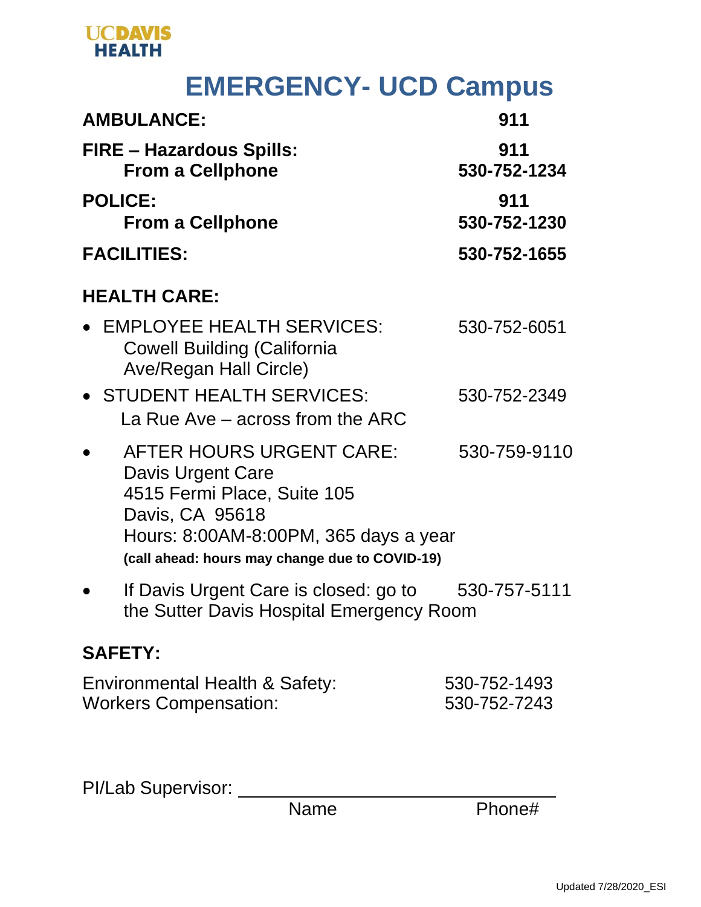UCDAVIS HEALTH

# EMERGENCY- UCD Campus

| | |
|---|---|
| **AMBULANCE:** | **911** |
| **FIRE – Hazardous Spills:** | **911** |
| **From a Cellphone** | **530-752-1234** |
| **POLICE:** | **911** |
| **From a Cellphone** | **530-752-1230** |
| **FACILITIES:** | **530-752-1655** |

## HEALTH CARE:

- EMPLOYEE HEALTH SERVICES: 530-752-6051
  Cowell Building (California Ave/Regan Hall Circle)
- STUDENT HEALTH SERVICES: 530-752-2349
  La Rue Ave – across from the ARC
- AFTER HOURS URGENT CARE: 530-759-9110
  Davis Urgent Care
  4515 Fermi Place, Suite 105
  Davis, CA 95618
  Hours: 8:00AM-8:00PM, 365 days a year
  **(call ahead: hours may change due to COVID-19)**
- If Davis Urgent Care is closed: go to the Sutter Davis Hospital Emergency Room 530-757-5111

## SAFETY:

| | |
|---|---|
| Environmental Health & Safety: | 530-752-1493 |
| Workers Compensation: | 530-752-7243 |

PI/Lab Supervisor: ________________________________

Name Phone#

Updated 7/28/2020_ESI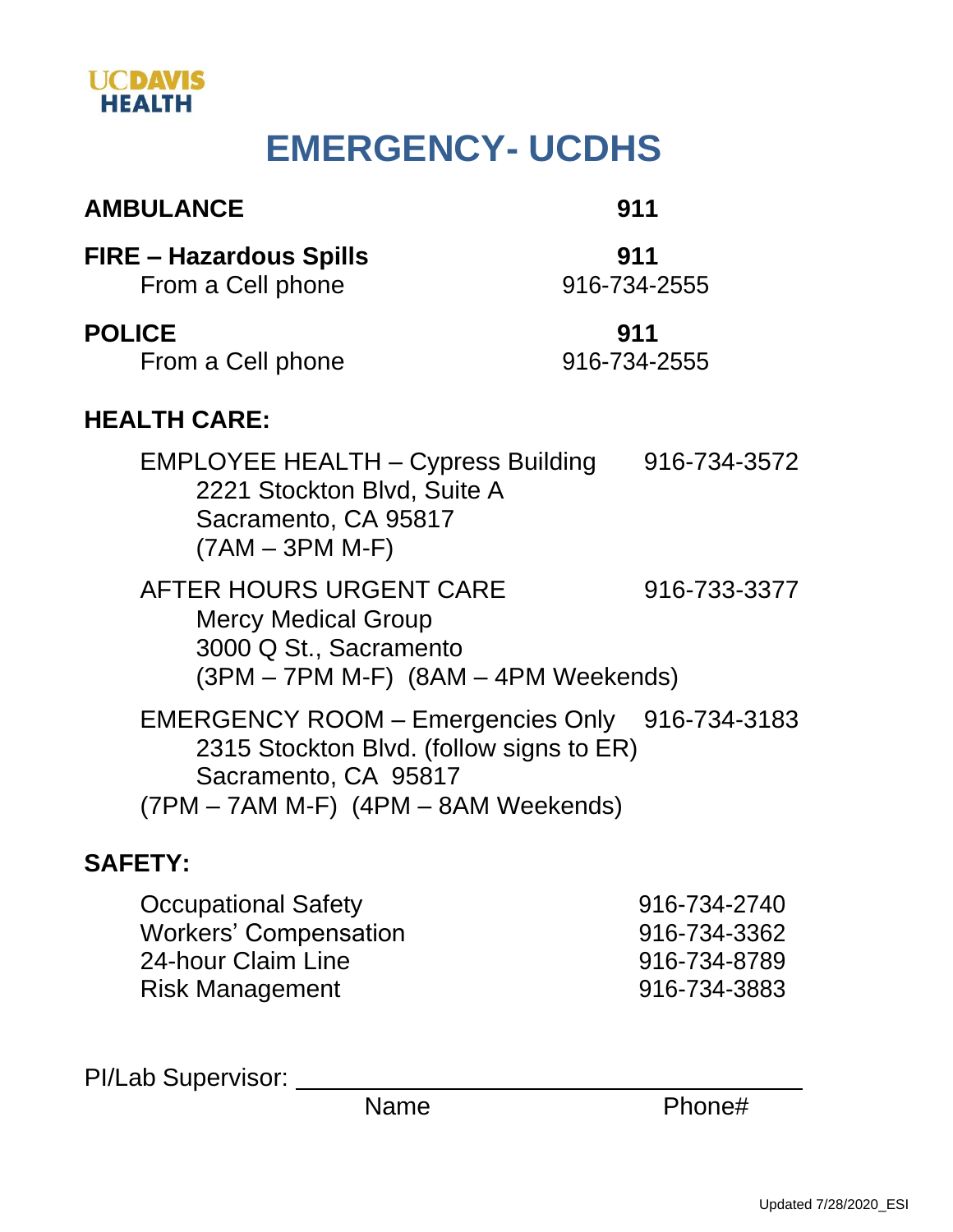UCDAVIS HEALTH

# EMERGENCY- UCDHS

**AMBULANCE** **911**

**FIRE – Hazardous Spills** **911**
From a Cell phone 916-734-2555

**POLICE** **911**
From a Cell phone 916-734-2555

## HEALTH CARE:

EMPLOYEE HEALTH – Cypress Building 916-734-3572
2221 Stockton Blvd, Suite A
Sacramento, CA 95817
(7AM – 3PM M-F)

AFTER HOURS URGENT CARE 916-733-3377
Mercy Medical Group
3000 Q St., Sacramento
(3PM – 7PM M-F) (8AM – 4PM Weekends)

EMERGENCY ROOM – Emergencies Only 916-734-3183
2315 Stockton Blvd. (follow signs to ER)
Sacramento, CA 95817
(7PM – 7AM M-F) (4PM – 8AM Weekends)

## SAFETY:

| | |
|---|---|
| Occupational Safety | 916-734-2740 |
| Workers' Compensation | 916-734-3362 |
| 24-hour Claim Line | 916-734-8789 |
| Risk Management | 916-734-3883 |

PI/Lab Supervisor: ______________________________
Name Phone#

Updated 7/28/2020_ESI